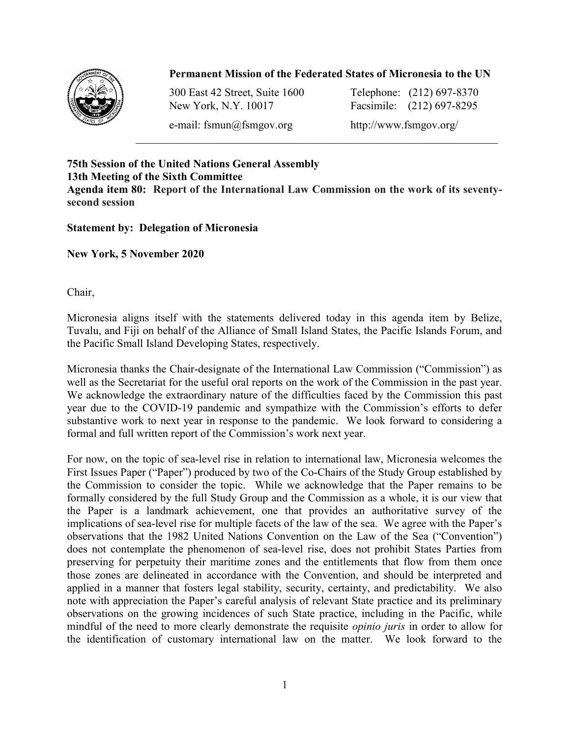**Permanent Mission of the Federated States of Micronesia to the UN**

300 East 42 Street, Suite 1600
New York, N.Y. 10017

Telephone: (212) 697-8370
Facsimile: (212) 697-8295

e-mail: fsmun@fsmgov.org

http://www.fsmgov.org/

---

**75th Session of the United Nations General Assembly**
**13th Meeting of the Sixth Committee**
**Agenda item 80: Report of the International Law Commission on the work of its seventy-second session**

**Statement by: Delegation of Micronesia**

**New York, 5 November 2020**

Chair,

Micronesia aligns itself with the statements delivered today in this agenda item by Belize, Tuvalu, and Fiji on behalf of the Alliance of Small Island States, the Pacific Islands Forum, and the Pacific Small Island Developing States, respectively.

Micronesia thanks the Chair-designate of the International Law Commission ("Commission") as well as the Secretariat for the useful oral reports on the work of the Commission in the past year. We acknowledge the extraordinary nature of the difficulties faced by the Commission this past year due to the COVID-19 pandemic and sympathize with the Commission's efforts to defer substantive work to next year in response to the pandemic. We look forward to considering a formal and full written report of the Commission's work next year.

For now, on the topic of sea-level rise in relation to international law, Micronesia welcomes the First Issues Paper ("Paper") produced by two of the Co-Chairs of the Study Group established by the Commission to consider the topic. While we acknowledge that the Paper remains to be formally considered by the full Study Group and the Commission as a whole, it is our view that the Paper is a landmark achievement, one that provides an authoritative survey of the implications of sea-level rise for multiple facets of the law of the sea. We agree with the Paper's observations that the 1982 United Nations Convention on the Law of the Sea ("Convention") does not contemplate the phenomenon of sea-level rise, does not prohibit States Parties from preserving for perpetuity their maritime zones and the entitlements that flow from them once those zones are delineated in accordance with the Convention, and should be interpreted and applied in a manner that fosters legal stability, security, certainty, and predictability. We also note with appreciation the Paper's careful analysis of relevant State practice and its preliminary observations on the growing incidences of such State practice, including in the Pacific, while mindful of the need to more clearly demonstrate the requisite *opinio juris* in order to allow for the identification of customary international law on the matter. We look forward to the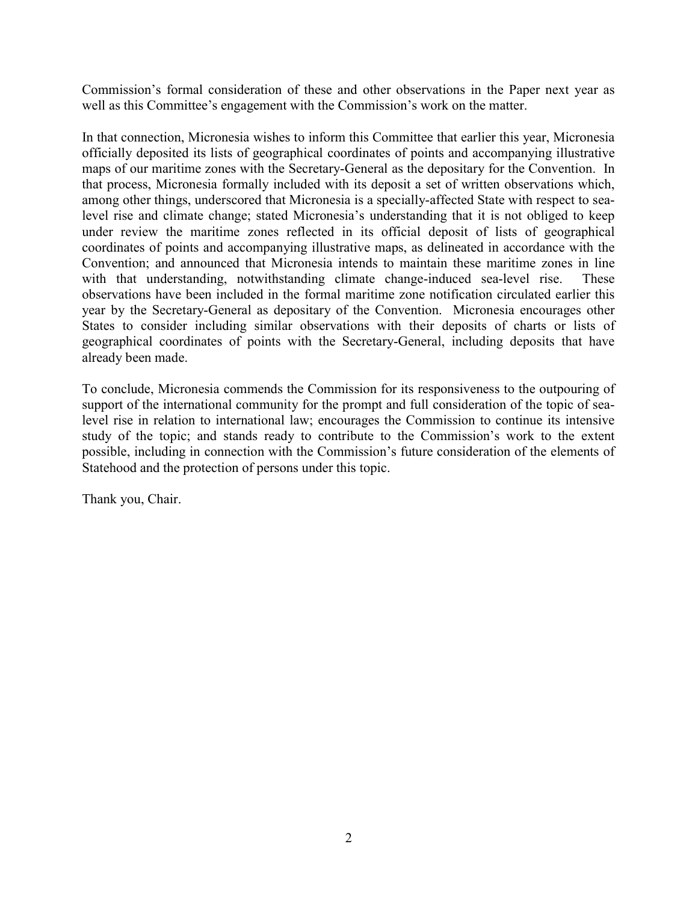Commission's formal consideration of these and other observations in the Paper next year as well as this Committee's engagement with the Commission's work on the matter.

In that connection, Micronesia wishes to inform this Committee that earlier this year, Micronesia officially deposited its lists of geographical coordinates of points and accompanying illustrative maps of our maritime zones with the Secretary-General as the depositary for the Convention. In that process, Micronesia formally included with its deposit a set of written observations which, among other things, underscored that Micronesia is a specially-affected State with respect to sea-level rise and climate change; stated Micronesia's understanding that it is not obliged to keep under review the maritime zones reflected in its official deposit of lists of geographical coordinates of points and accompanying illustrative maps, as delineated in accordance with the Convention; and announced that Micronesia intends to maintain these maritime zones in line with that understanding, notwithstanding climate change-induced sea-level rise. These observations have been included in the formal maritime zone notification circulated earlier this year by the Secretary-General as depositary of the Convention. Micronesia encourages other States to consider including similar observations with their deposits of charts or lists of geographical coordinates of points with the Secretary-General, including deposits that have already been made.

To conclude, Micronesia commends the Commission for its responsiveness to the outpouring of support of the international community for the prompt and full consideration of the topic of sea-level rise in relation to international law; encourages the Commission to continue its intensive study of the topic; and stands ready to contribute to the Commission's work to the extent possible, including in connection with the Commission's future consideration of the elements of Statehood and the protection of persons under this topic.

Thank you, Chair.